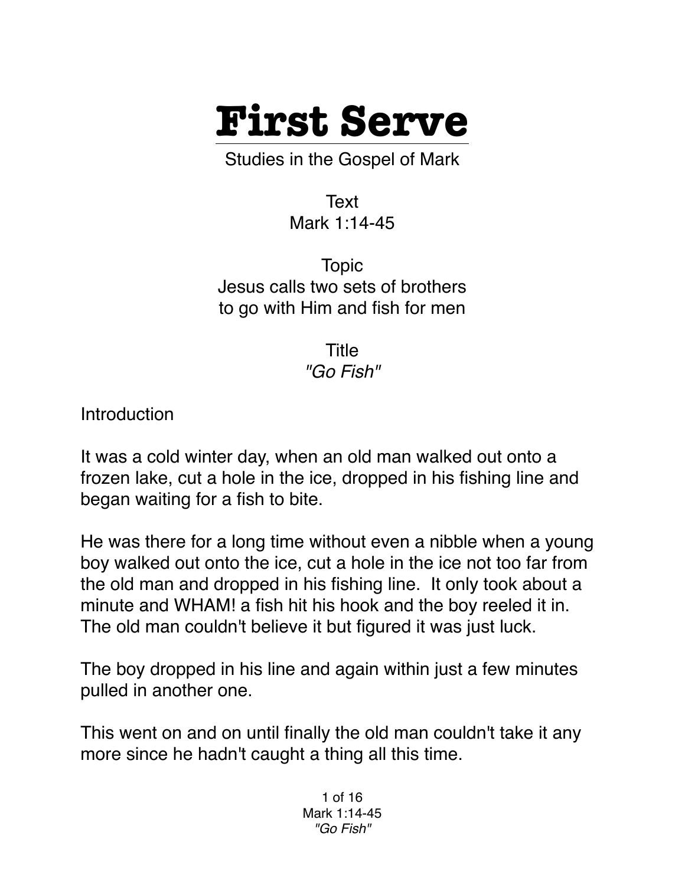# First Serve

Studies in the Gospel of Mark

Text
Mark 1:14-45

Topic
Jesus calls two sets of brothers
to go with Him and fish for men

Title
*"Go Fish"*

Introduction

It was a cold winter day, when an old man walked out onto a frozen lake, cut a hole in the ice, dropped in his fishing line and began waiting for a fish to bite.

He was there for a long time without even a nibble when a young boy walked out onto the ice, cut a hole in the ice not too far from the old man and dropped in his fishing line. It only took about a minute and WHAM! a fish hit his hook and the boy reeled it in. The old man couldn't believe it but figured it was just luck.

The boy dropped in his line and again within just a few minutes pulled in another one.

This went on and on until finally the old man couldn't take it any more since he hadn't caught a thing all this time.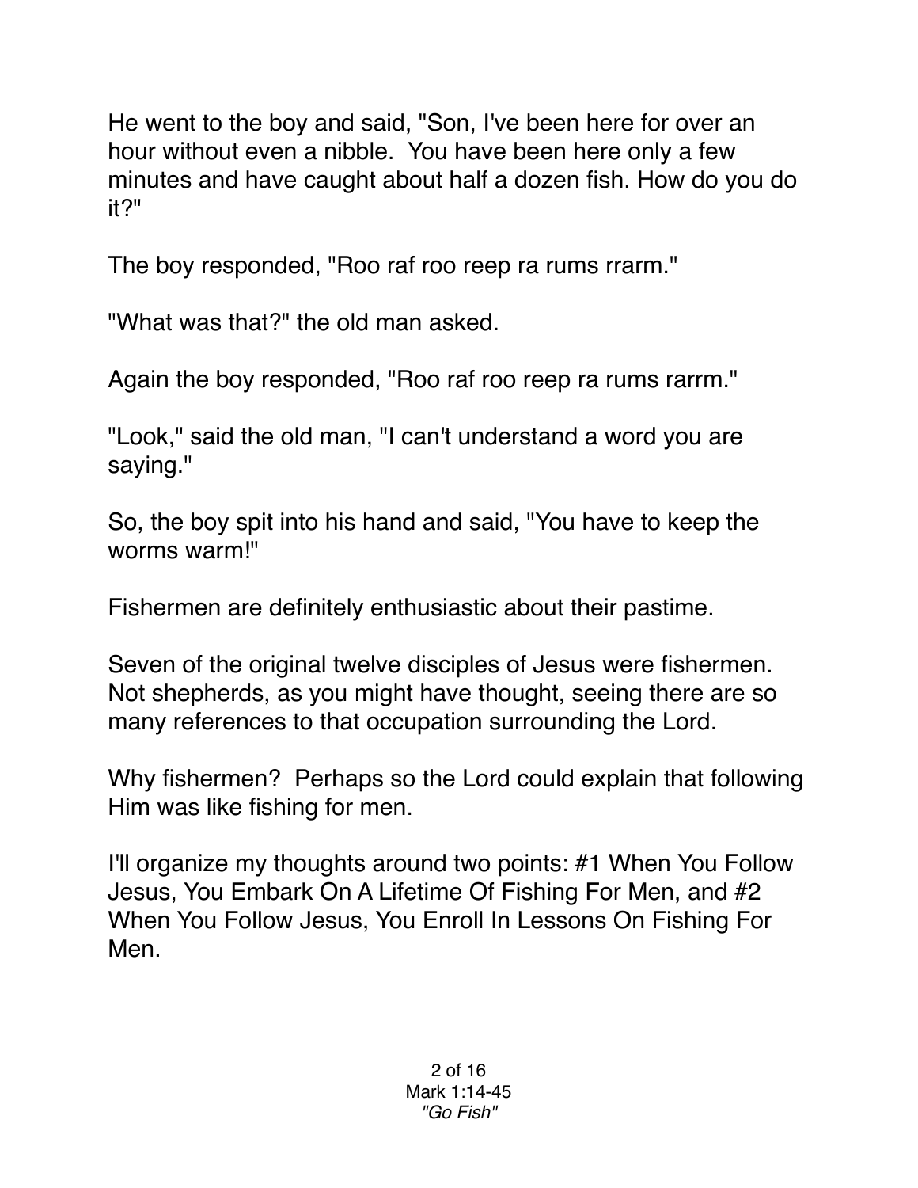He went to the boy and said, "Son, I've been here for over an hour without even a nibble.  You have been here only a few minutes and have caught about half a dozen fish. How do you do it?"

The boy responded, "Roo raf roo reep ra rums rrarm."

"What was that?" the old man asked.

Again the boy responded, "Roo raf roo reep ra rums rarrm."

"Look," said the old man, "I can't understand a word you are saying."

So, the boy spit into his hand and said, "You have to keep the worms warm!"

Fishermen are definitely enthusiastic about their pastime.

Seven of the original twelve disciples of Jesus were fishermen. Not shepherds, as you might have thought, seeing there are so many references to that occupation surrounding the Lord.

Why fishermen?  Perhaps so the Lord could explain that following Him was like fishing for men.

I'll organize my thoughts around two points: #1 When You Follow Jesus, You Embark On A Lifetime Of Fishing For Men, and #2 When You Follow Jesus, You Enroll In Lessons On Fishing For Men.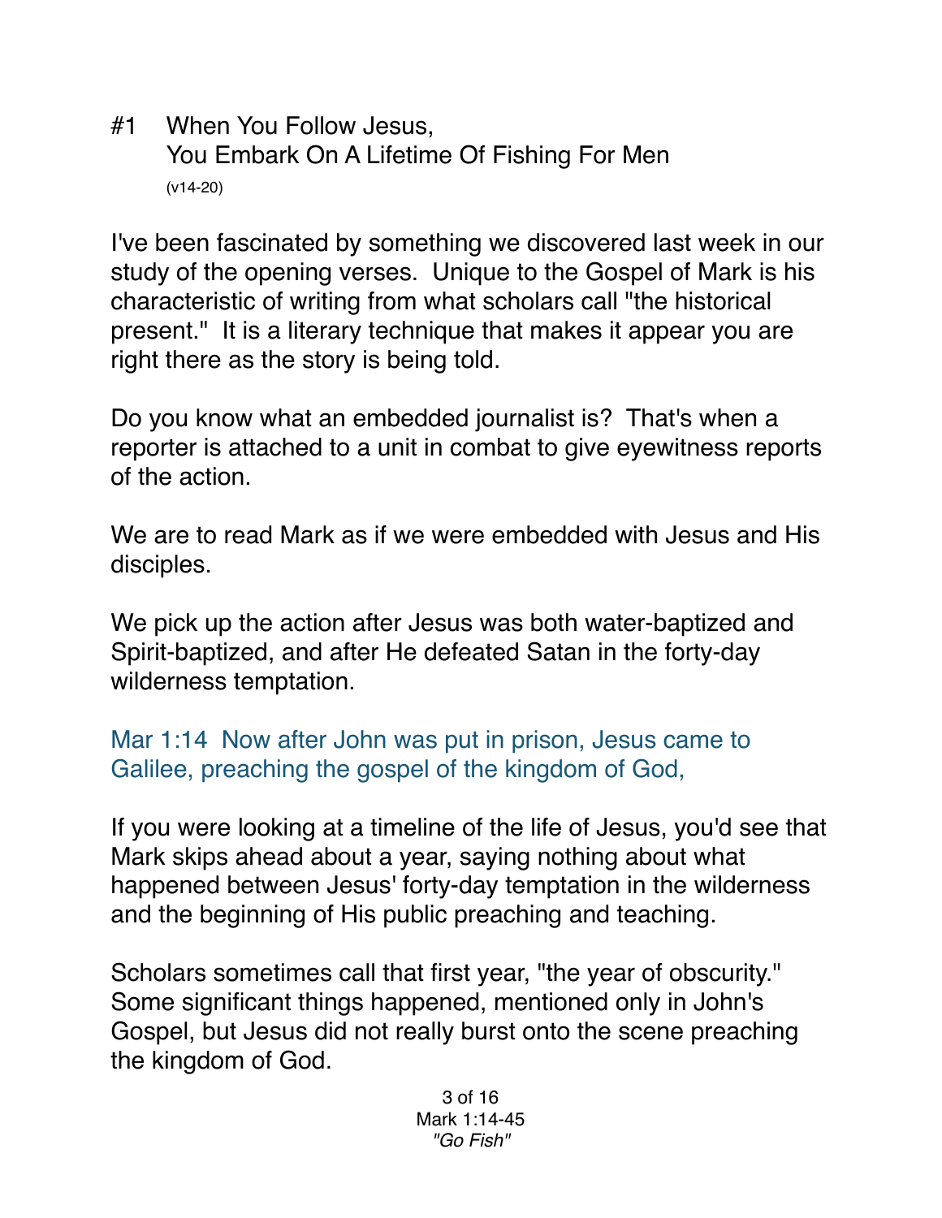## #1 When You Follow Jesus, You Embark On A Lifetime Of Fishing For Men

(v14-20)

I've been fascinated by something we discovered last week in our study of the opening verses. Unique to the Gospel of Mark is his characteristic of writing from what scholars call "the historical present." It is a literary technique that makes it appear you are right there as the story is being told.

Do you know what an embedded journalist is? That's when a reporter is attached to a unit in combat to give eyewitness reports of the action.

We are to read Mark as if we were embedded with Jesus and His disciples.

We pick up the action after Jesus was both water-baptized and Spirit-baptized, and after He defeated Satan in the forty-day wilderness temptation.

Mar 1:14 Now after John was put in prison, Jesus came to Galilee, preaching the gospel of the kingdom of God,

If you were looking at a timeline of the life of Jesus, you'd see that Mark skips ahead about a year, saying nothing about what happened between Jesus' forty-day temptation in the wilderness and the beginning of His public preaching and teaching.

Scholars sometimes call that first year, "the year of obscurity." Some significant things happened, mentioned only in John's Gospel, but Jesus did not really burst onto the scene preaching the kingdom of God.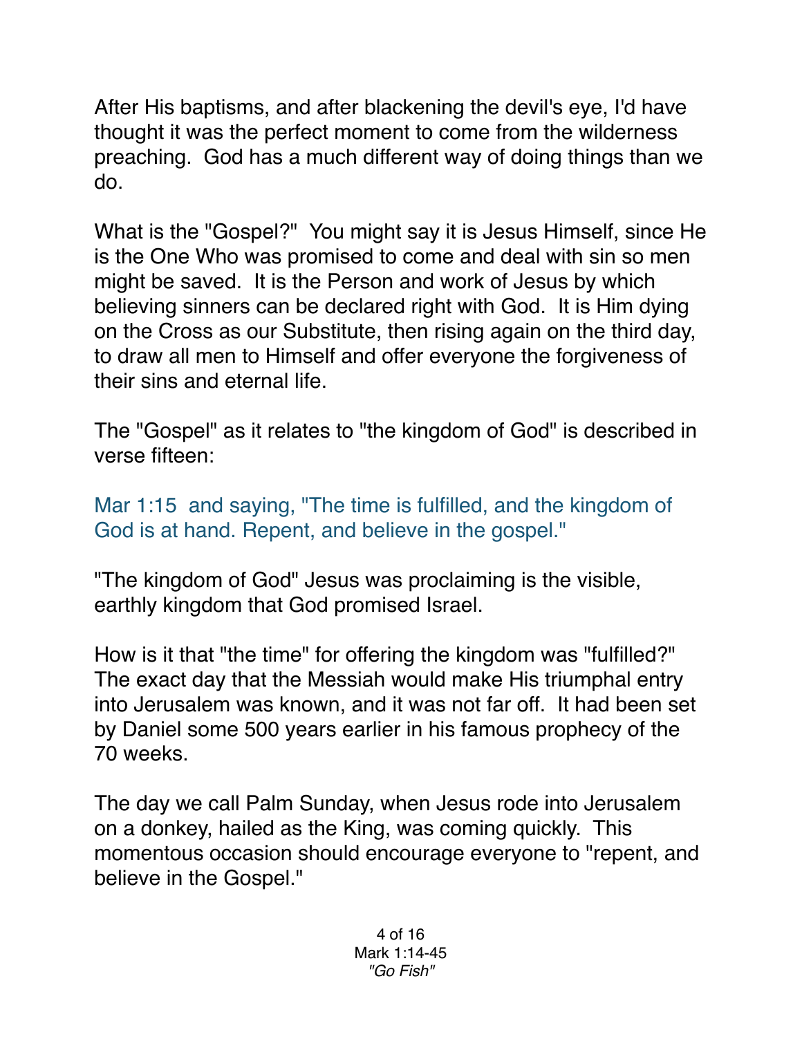After His baptisms, and after blackening the devil's eye, I'd have thought it was the perfect moment to come from the wilderness preaching.  God has a much different way of doing things than we do.

What is the "Gospel?"  You might say it is Jesus Himself, since He is the One Who was promised to come and deal with sin so men might be saved.  It is the Person and work of Jesus by which believing sinners can be declared right with God.  It is Him dying on the Cross as our Substitute, then rising again on the third day, to draw all men to Himself and offer everyone the forgiveness of their sins and eternal life.

The "Gospel" as it relates to "the kingdom of God" is described in verse fifteen:

Mar 1:15  and saying, "The time is fulfilled, and the kingdom of God is at hand. Repent, and believe in the gospel."

"The kingdom of God" Jesus was proclaiming is the visible, earthly kingdom that God promised Israel.

How is it that "the time" for offering the kingdom was "fulfilled?"  The exact day that the Messiah would make His triumphal entry into Jerusalem was known, and it was not far off.  It had been set by Daniel some 500 years earlier in his famous prophecy of the 70 weeks.

The day we call Palm Sunday, when Jesus rode into Jerusalem on a donkey, hailed as the King, was coming quickly.  This momentous occasion should encourage everyone to "repent, and believe in the Gospel."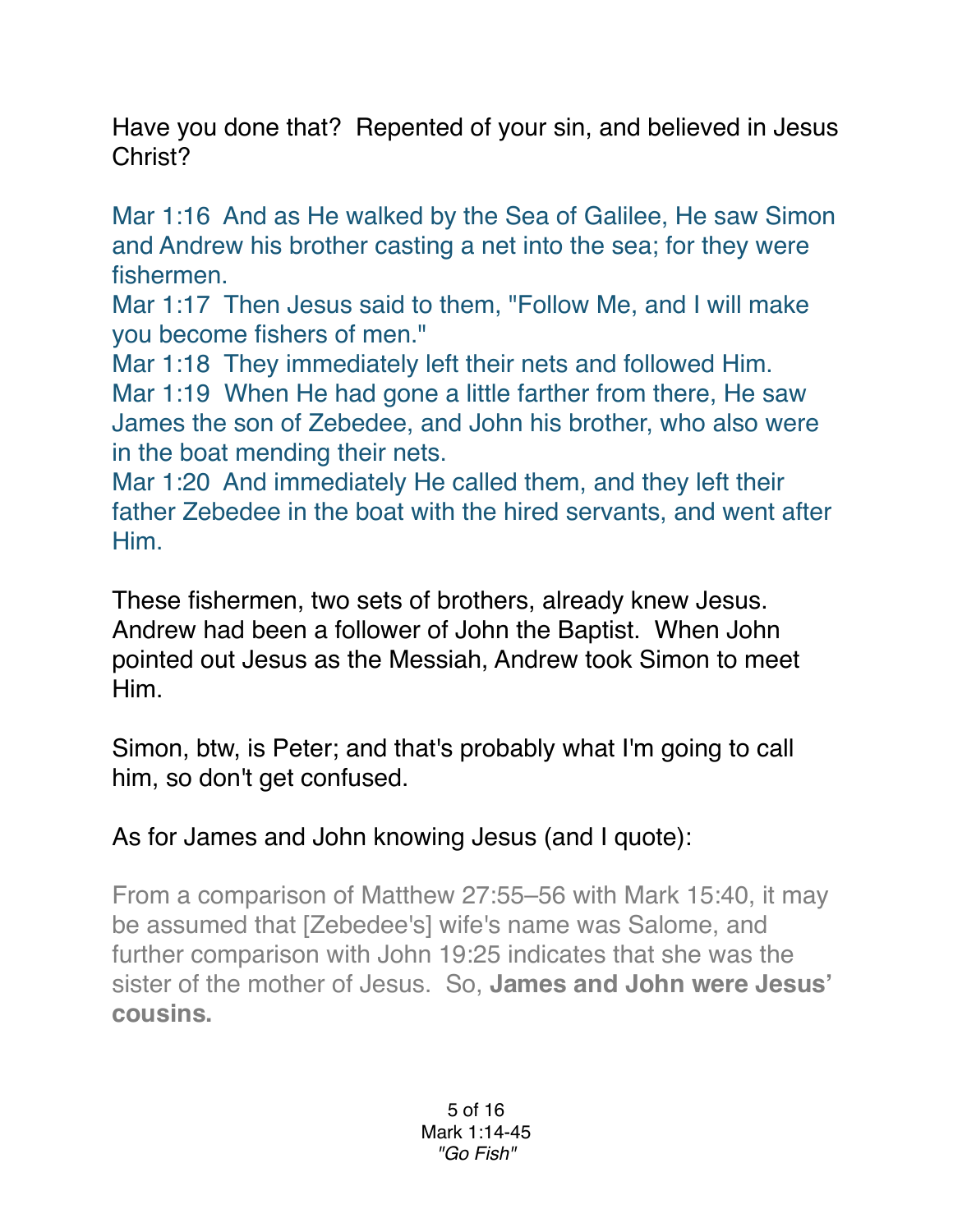Have you done that? Repented of your sin, and believed in Jesus Christ?

Mar 1:16 And as He walked by the Sea of Galilee, He saw Simon and Andrew his brother casting a net into the sea; for they were fishermen.
Mar 1:17 Then Jesus said to them, "Follow Me, and I will make you become fishers of men."
Mar 1:18 They immediately left their nets and followed Him.
Mar 1:19 When He had gone a little farther from there, He saw James the son of Zebedee, and John his brother, who also were in the boat mending their nets.
Mar 1:20 And immediately He called them, and they left their father Zebedee in the boat with the hired servants, and went after Him.

These fishermen, two sets of brothers, already knew Jesus. Andrew had been a follower of John the Baptist. When John pointed out Jesus as the Messiah, Andrew took Simon to meet Him.

Simon, btw, is Peter; and that's probably what I'm going to call him, so don't get confused.

As for James and John knowing Jesus (and I quote):

> From a comparison of Matthew 27:55–56 with Mark 15:40, it may be assumed that [Zebedee's] wife's name was Salome, and further comparison with John 19:25 indicates that she was the sister of the mother of Jesus. So, **James and John were Jesus' cousins.**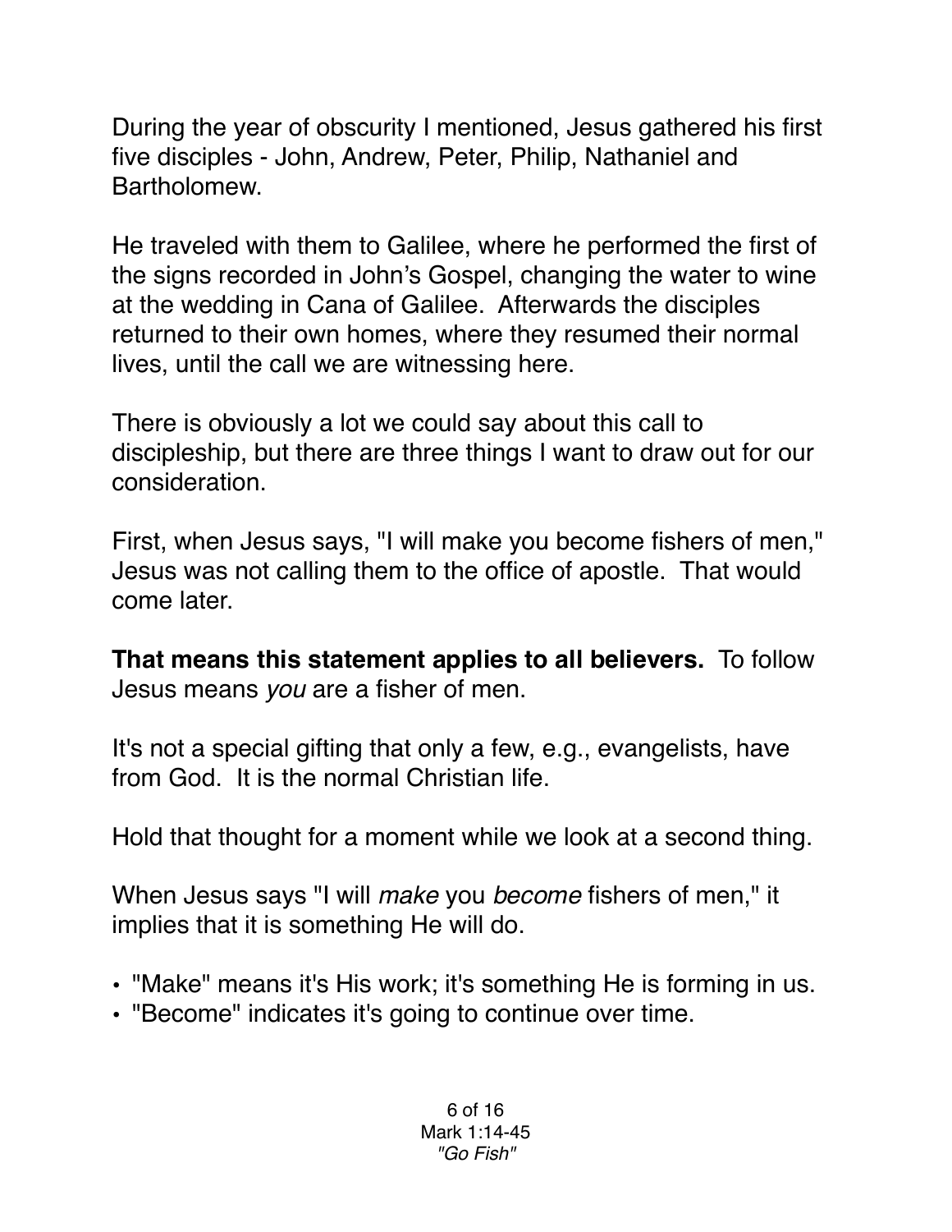During the year of obscurity I mentioned, Jesus gathered his first five disciples - John, Andrew, Peter, Philip, Nathaniel and Bartholomew.

He traveled with them to Galilee, where he performed the first of the signs recorded in John's Gospel, changing the water to wine at the wedding in Cana of Galilee. Afterwards the disciples returned to their own homes, where they resumed their normal lives, until the call we are witnessing here.

There is obviously a lot we could say about this call to discipleship, but there are three things I want to draw out for our consideration.

First, when Jesus says, "I will make you become fishers of men," Jesus was not calling them to the office of apostle. That would come later.

**That means this statement applies to all believers.** To follow Jesus means *you* are a fisher of men.

It's not a special gifting that only a few, e.g., evangelists, have from God. It is the normal Christian life.

Hold that thought for a moment while we look at a second thing.

When Jesus says "I will *make* you *become* fishers of men," it implies that it is something He will do.

- "Make" means it's His work; it's something He is forming in us.
- "Become" indicates it's going to continue over time.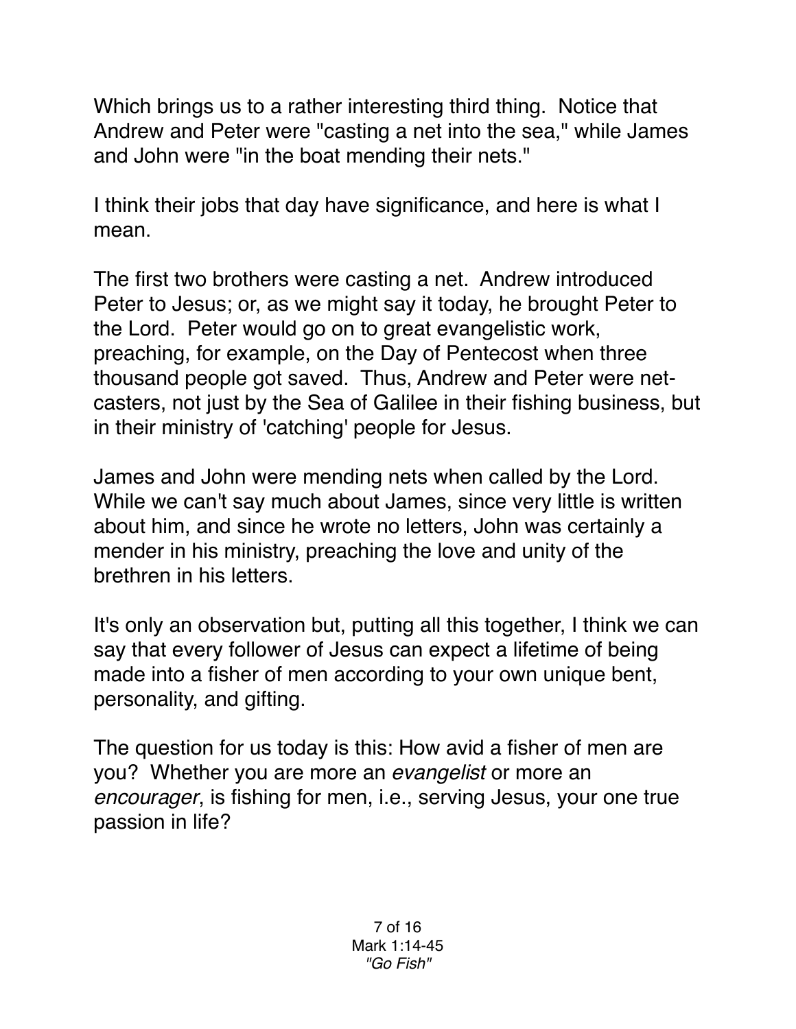Which brings us to a rather interesting third thing. Notice that Andrew and Peter were "casting a net into the sea," while James and John were "in the boat mending their nets."

I think their jobs that day have significance, and here is what I mean.

The first two brothers were casting a net. Andrew introduced Peter to Jesus; or, as we might say it today, he brought Peter to the Lord. Peter would go on to great evangelistic work, preaching, for example, on the Day of Pentecost when three thousand people got saved. Thus, Andrew and Peter were net-casters, not just by the Sea of Galilee in their fishing business, but in their ministry of 'catching' people for Jesus.

James and John were mending nets when called by the Lord. While we can't say much about James, since very little is written about him, and since he wrote no letters, John was certainly a mender in his ministry, preaching the love and unity of the brethren in his letters.

It's only an observation but, putting all this together, I think we can say that every follower of Jesus can expect a lifetime of being made into a fisher of men according to your own unique bent, personality, and gifting.

The question for us today is this: How avid a fisher of men are you? Whether you are more an *evangelist* or more an *encourager*, is fishing for men, i.e., serving Jesus, your one true passion in life?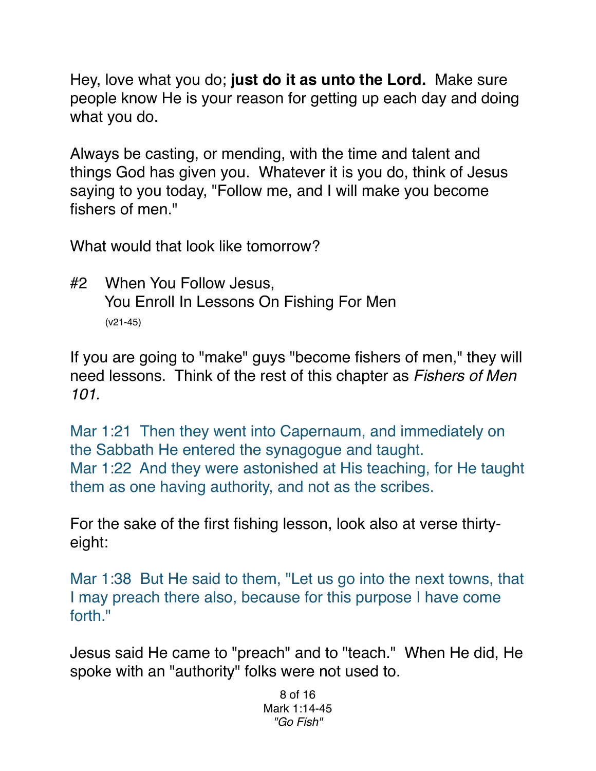Hey, love what you do; **just do it as unto the Lord.** Make sure people know He is your reason for getting up each day and doing what you do.

Always be casting, or mending, with the time and talent and things God has given you. Whatever it is you do, think of Jesus saying to you today, "Follow me, and I will make you become fishers of men."

What would that look like tomorrow?

#2 When You Follow Jesus, You Enroll In Lessons On Fishing For Men
(v21-45)

If you are going to "make" guys "become fishers of men," they will need lessons. Think of the rest of this chapter as *Fishers of Men 101.*

Mar 1:21 Then they went into Capernaum, and immediately on the Sabbath He entered the synagogue and taught.
Mar 1:22 And they were astonished at His teaching, for He taught them as one having authority, and not as the scribes.

For the sake of the first fishing lesson, look also at verse thirty-eight:

Mar 1:38 But He said to them, "Let us go into the next towns, that I may preach there also, because for this purpose I have come forth."

Jesus said He came to "preach" and to "teach." When He did, He spoke with an "authority" folks were not used to.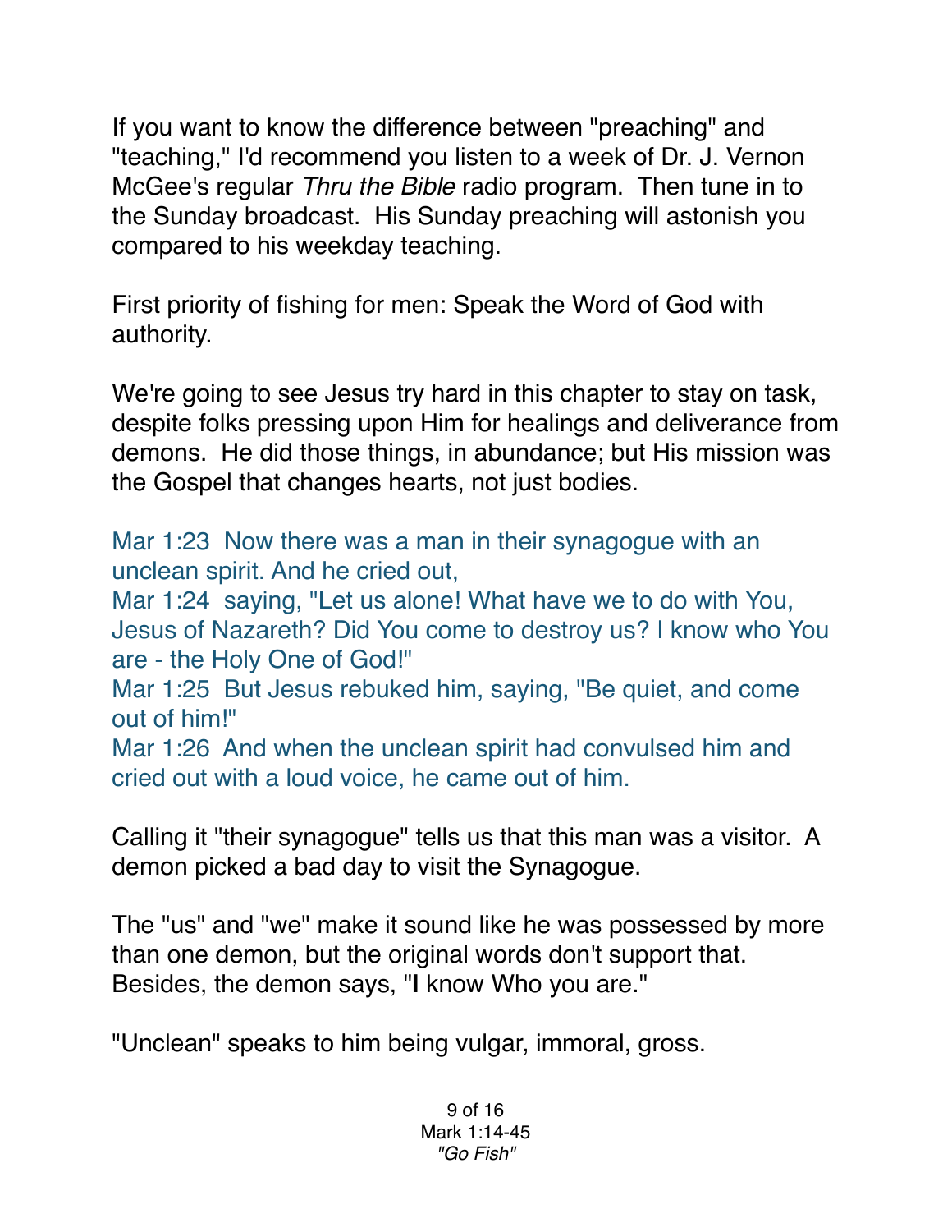If you want to know the difference between "preaching" and "teaching," I'd recommend you listen to a week of Dr. J. Vernon McGee's regular *Thru the Bible* radio program. Then tune in to the Sunday broadcast. His Sunday preaching will astonish you compared to his weekday teaching.

First priority of fishing for men: Speak the Word of God with authority.

We're going to see Jesus try hard in this chapter to stay on task, despite folks pressing upon Him for healings and deliverance from demons. He did those things, in abundance; but His mission was the Gospel that changes hearts, not just bodies.

Mar 1:23 Now there was a man in their synagogue with an unclean spirit. And he cried out,
Mar 1:24 saying, "Let us alone! What have we to do with You, Jesus of Nazareth? Did You come to destroy us? I know who You are - the Holy One of God!"
Mar 1:25 But Jesus rebuked him, saying, "Be quiet, and come out of him!"
Mar 1:26 And when the unclean spirit had convulsed him and cried out with a loud voice, he came out of him.

Calling it "their synagogue" tells us that this man was a visitor. A demon picked a bad day to visit the Synagogue.

The "us" and "we" make it sound like he was possessed by more than one demon, but the original words don't support that. Besides, the demon says, "**I** know Who you are."

"Unclean" speaks to him being vulgar, immoral, gross.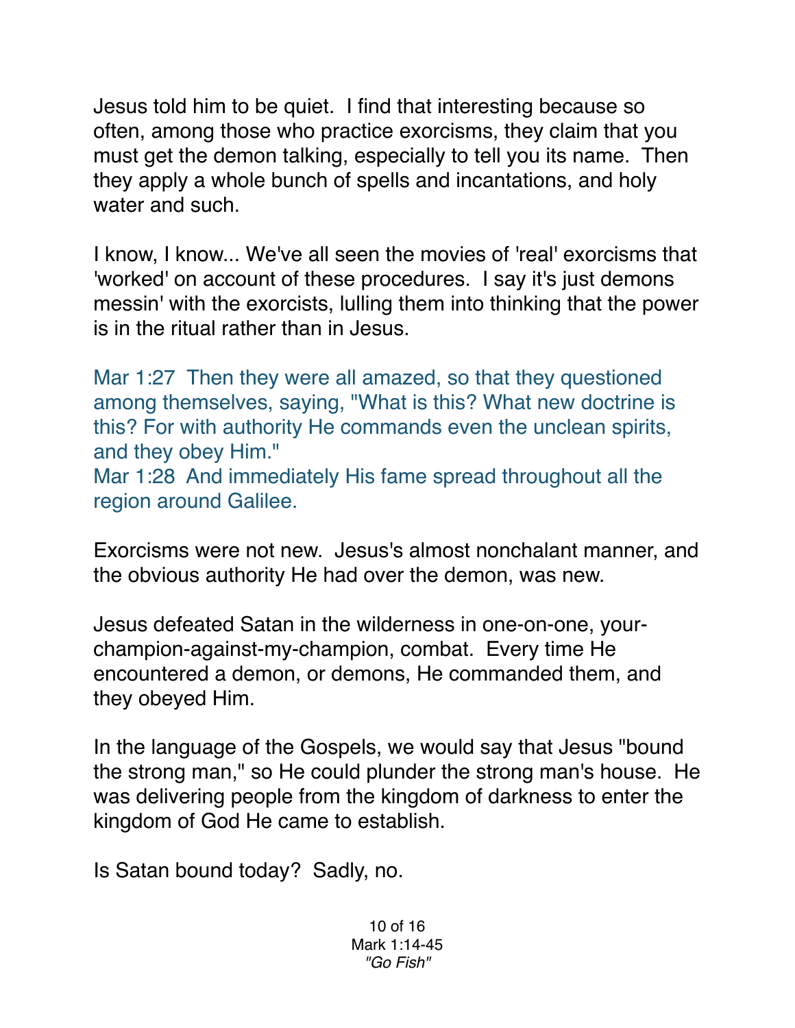Jesus told him to be quiet. I find that interesting because so often, among those who practice exorcisms, they claim that you must get the demon talking, especially to tell you its name. Then they apply a whole bunch of spells and incantations, and holy water and such.

I know, I know... We've all seen the movies of 'real' exorcisms that 'worked' on account of these procedures. I say it's just demons messin' with the exorcists, lulling them into thinking that the power is in the ritual rather than in Jesus.

Mar 1:27 Then they were all amazed, so that they questioned among themselves, saying, "What is this? What new doctrine is this? For with authority He commands even the unclean spirits, and they obey Him."
Mar 1:28 And immediately His fame spread throughout all the region around Galilee.

Exorcisms were not new. Jesus's almost nonchalant manner, and the obvious authority He had over the demon, was new.

Jesus defeated Satan in the wilderness in one-on-one, your-champion-against-my-champion, combat. Every time He encountered a demon, or demons, He commanded them, and they obeyed Him.

In the language of the Gospels, we would say that Jesus "bound the strong man," so He could plunder the strong man's house. He was delivering people from the kingdom of darkness to enter the kingdom of God He came to establish.

Is Satan bound today? Sadly, no.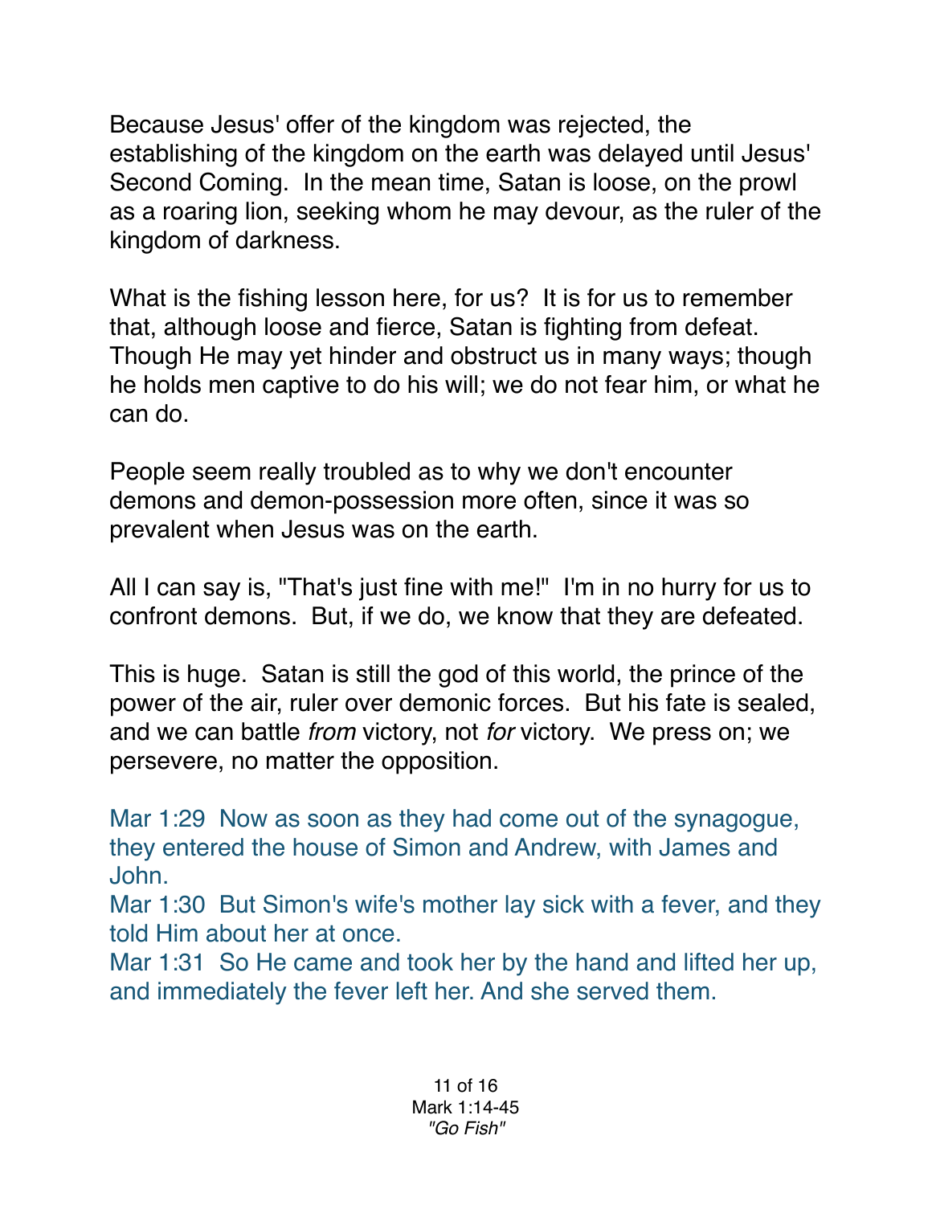Because Jesus' offer of the kingdom was rejected, the establishing of the kingdom on the earth was delayed until Jesus' Second Coming.  In the mean time, Satan is loose, on the prowl as a roaring lion, seeking whom he may devour, as the ruler of the kingdom of darkness.

What is the fishing lesson here, for us?  It is for us to remember that, although loose and fierce, Satan is fighting from defeat. Though He may yet hinder and obstruct us in many ways; though he holds men captive to do his will; we do not fear him, or what he can do.

People seem really troubled as to why we don't encounter demons and demon-possession more often, since it was so prevalent when Jesus was on the earth.

All I can say is, "That's just fine with me!"  I'm in no hurry for us to confront demons.  But, if we do, we know that they are defeated.

This is huge.  Satan is still the god of this world, the prince of the power of the air, ruler over demonic forces.  But his fate is sealed, and we can battle *from* victory, not *for* victory.  We press on; we persevere, no matter the opposition.

Mar 1:29  Now as soon as they had come out of the synagogue, they entered the house of Simon and Andrew, with James and John.
Mar 1:30  But Simon's wife's mother lay sick with a fever, and they told Him about her at once.
Mar 1:31  So He came and took her by the hand and lifted her up, and immediately the fever left her. And she served them.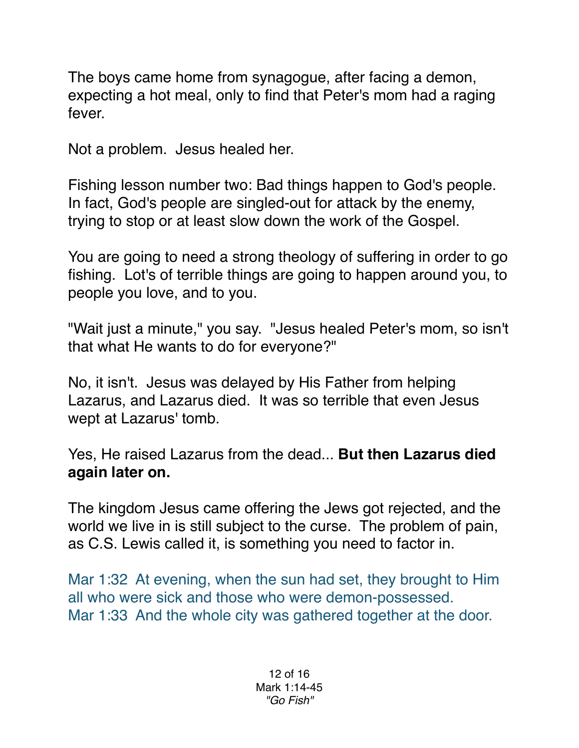The boys came home from synagogue, after facing a demon, expecting a hot meal, only to find that Peter's mom had a raging fever.

Not a problem. Jesus healed her.

Fishing lesson number two: Bad things happen to God's people. In fact, God's people are singled-out for attack by the enemy, trying to stop or at least slow down the work of the Gospel.

You are going to need a strong theology of suffering in order to go fishing. Lot's of terrible things are going to happen around you, to people you love, and to you.

"Wait just a minute," you say. "Jesus healed Peter's mom, so isn't that what He wants to do for everyone?"

No, it isn't. Jesus was delayed by His Father from helping Lazarus, and Lazarus died. It was so terrible that even Jesus wept at Lazarus' tomb.

Yes, He raised Lazarus from the dead... **But then Lazarus died again later on.**

The kingdom Jesus came offering the Jews got rejected, and the world we live in is still subject to the curse. The problem of pain, as C.S. Lewis called it, is something you need to factor in.

Mar 1:32 At evening, when the sun had set, they brought to Him all who were sick and those who were demon-possessed.
Mar 1:33 And the whole city was gathered together at the door.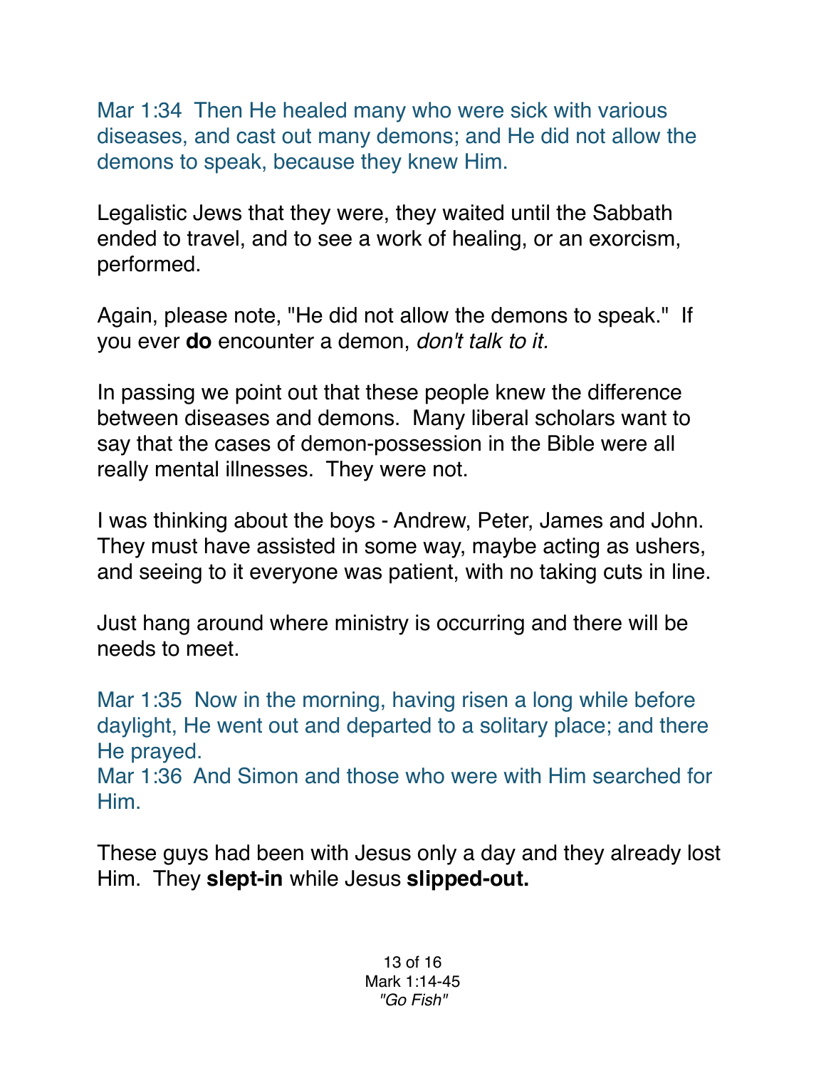Mar 1:34  Then He healed many who were sick with various diseases, and cast out many demons; and He did not allow the demons to speak, because they knew Him.

Legalistic Jews that they were, they waited until the Sabbath ended to travel, and to see a work of healing, or an exorcism, performed.

Again, please note, "He did not allow the demons to speak."  If you ever **do** encounter a demon, *don't talk to it.*

In passing we point out that these people knew the difference between diseases and demons.  Many liberal scholars want to say that the cases of demon-possession in the Bible were all really mental illnesses.  They were not.

I was thinking about the boys - Andrew, Peter, James and John. They must have assisted in some way, maybe acting as ushers, and seeing to it everyone was patient, with no taking cuts in line.

Just hang around where ministry is occurring and there will be needs to meet.

Mar 1:35  Now in the morning, having risen a long while before daylight, He went out and departed to a solitary place; and there He prayed.
Mar 1:36  And Simon and those who were with Him searched for Him.

These guys had been with Jesus only a day and they already lost Him.  They **slept-in** while Jesus **slipped-out.**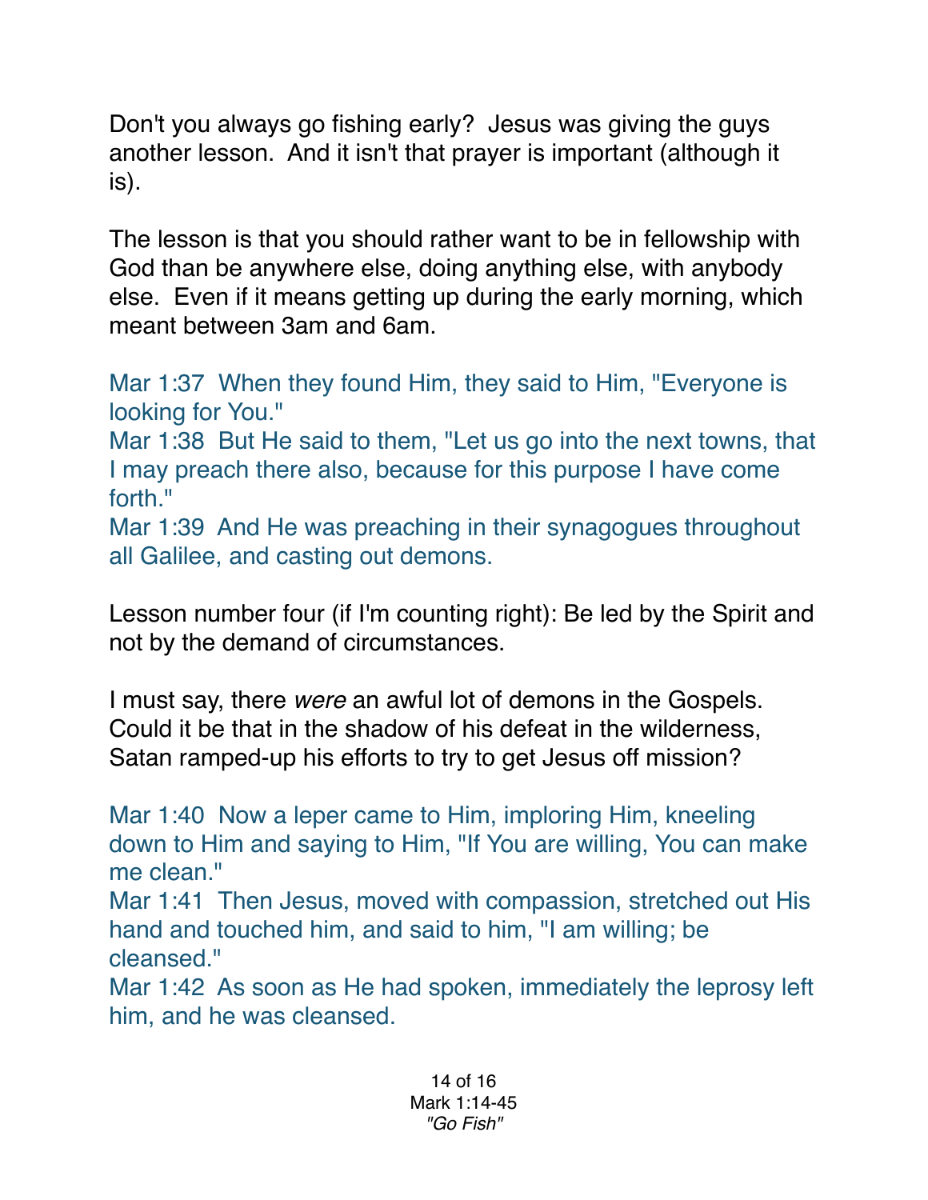Don't you always go fishing early? Jesus was giving the guys another lesson. And it isn't that prayer is important (although it is).

The lesson is that you should rather want to be in fellowship with God than be anywhere else, doing anything else, with anybody else. Even if it means getting up during the early morning, which meant between 3am and 6am.

Mar 1:37 When they found Him, they said to Him, "Everyone is looking for You."
Mar 1:38 But He said to them, "Let us go into the next towns, that I may preach there also, because for this purpose I have come forth."
Mar 1:39 And He was preaching in their synagogues throughout all Galilee, and casting out demons.

Lesson number four (if I'm counting right): Be led by the Spirit and not by the demand of circumstances.

I must say, there *were* an awful lot of demons in the Gospels. Could it be that in the shadow of his defeat in the wilderness, Satan ramped-up his efforts to try to get Jesus off mission?

Mar 1:40 Now a leper came to Him, imploring Him, kneeling down to Him and saying to Him, "If You are willing, You can make me clean."
Mar 1:41 Then Jesus, moved with compassion, stretched out His hand and touched him, and said to him, "I am willing; be cleansed."
Mar 1:42 As soon as He had spoken, immediately the leprosy left him, and he was cleansed.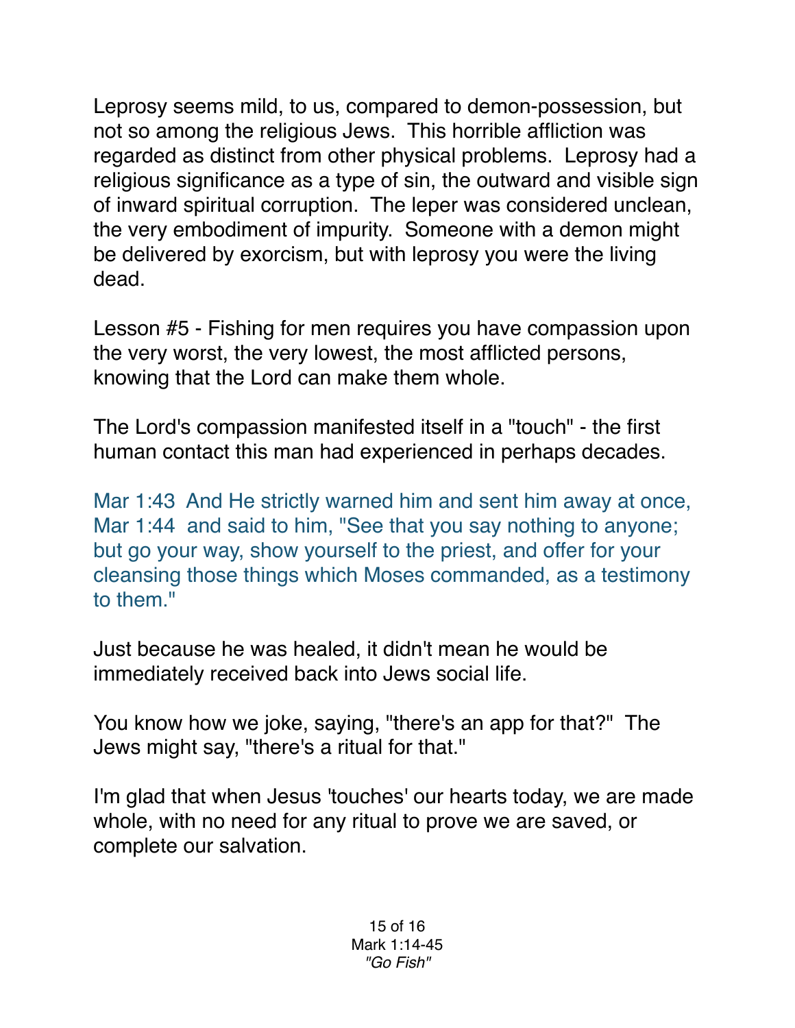Leprosy seems mild, to us, compared to demon-possession, but not so among the religious Jews. This horrible affliction was regarded as distinct from other physical problems. Leprosy had a religious significance as a type of sin, the outward and visible sign of inward spiritual corruption. The leper was considered unclean, the very embodiment of impurity. Someone with a demon might be delivered by exorcism, but with leprosy you were the living dead.

Lesson #5 - Fishing for men requires you have compassion upon the very worst, the very lowest, the most afflicted persons, knowing that the Lord can make them whole.

The Lord's compassion manifested itself in a "touch" - the first human contact this man had experienced in perhaps decades.

Mar 1:43 And He strictly warned him and sent him away at once,
Mar 1:44 and said to him, "See that you say nothing to anyone; but go your way, show yourself to the priest, and offer for your cleansing those things which Moses commanded, as a testimony to them."

Just because he was healed, it didn't mean he would be immediately received back into Jews social life.

You know how we joke, saying, "there's an app for that?" The Jews might say, "there's a ritual for that."

I'm glad that when Jesus 'touches' our hearts today, we are made whole, with no need for any ritual to prove we are saved, or complete our salvation.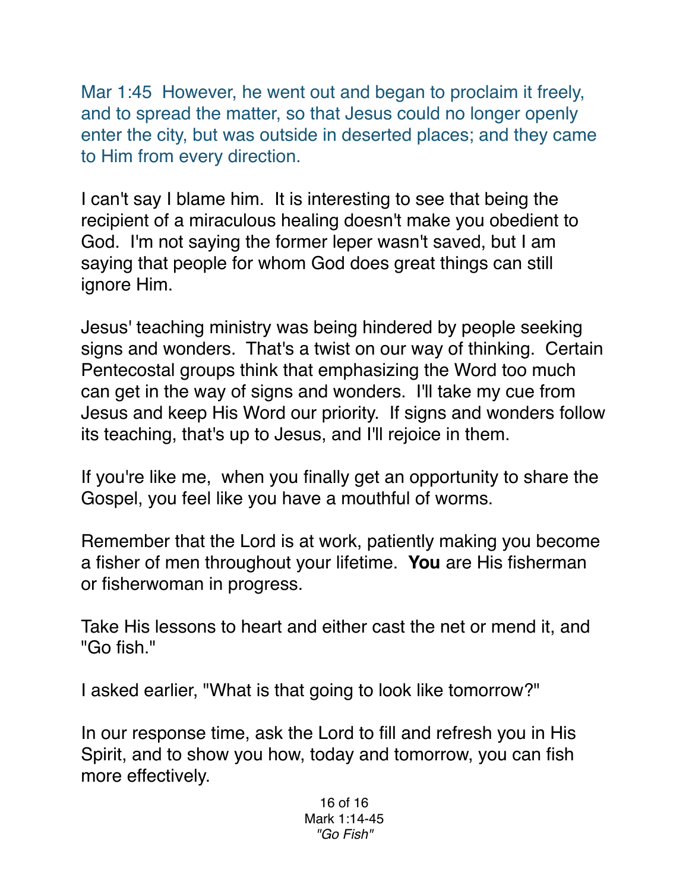Mar 1:45  However, he went out and began to proclaim it freely, and to spread the matter, so that Jesus could no longer openly enter the city, but was outside in deserted places; and they came to Him from every direction.

I can't say I blame him.  It is interesting to see that being the recipient of a miraculous healing doesn't make you obedient to God.  I'm not saying the former leper wasn't saved, but I am saying that people for whom God does great things can still ignore Him.

Jesus' teaching ministry was being hindered by people seeking signs and wonders.  That's a twist on our way of thinking.  Certain Pentecostal groups think that emphasizing the Word too much can get in the way of signs and wonders.  I'll take my cue from Jesus and keep His Word our priority.  If signs and wonders follow its teaching, that's up to Jesus, and I'll rejoice in them.

If you're like me,  when you finally get an opportunity to share the Gospel, you feel like you have a mouthful of worms.

Remember that the Lord is at work, patiently making you become a fisher of men throughout your lifetime.  **You** are His fisherman or fisherwoman in progress.

Take His lessons to heart and either cast the net or mend it, and "Go fish."

I asked earlier, "What is that going to look like tomorrow?"

In our response time, ask the Lord to fill and refresh you in His Spirit, and to show you how, today and tomorrow, you can fish more effectively.